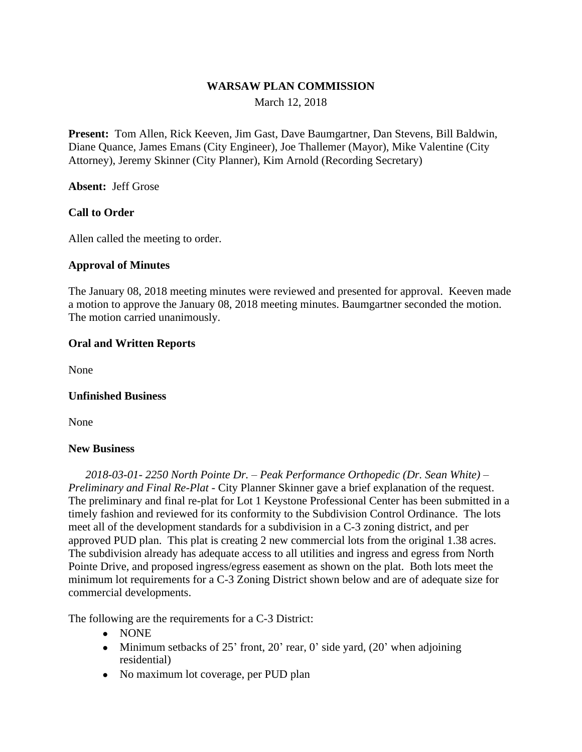**WARSAW PLAN COMMISSION**

March 12, 2018

**Present:** Tom Allen, Rick Keeven, Jim Gast, Dave Baumgartner, Dan Stevens, Bill Baldwin, Diane Quance, James Emans (City Engineer), Joe Thallemer (Mayor), Mike Valentine (City Attorney), Jeremy Skinner (City Planner), Kim Arnold (Recording Secretary)

**Absent:** Jeff Grose

**Call to Order**

Allen called the meeting to order.

**Approval of Minutes**

The January 08, 2018 meeting minutes were reviewed and presented for approval. Keeven made a motion to approve the January 08, 2018 meeting minutes. Baumgartner seconded the motion. The motion carried unanimously.

**Oral and Written Reports**

None

**Unfinished Business**

None

**New Business**

*2018-03-01- 2250 North Pointe Dr. – Peak Performance Orthopedic (Dr. Sean White) – Preliminary and Final Re-Plat* - City Planner Skinner gave a brief explanation of the request. The preliminary and final re-plat for Lot 1 Keystone Professional Center has been submitted in a timely fashion and reviewed for its conformity to the Subdivision Control Ordinance. The lots meet all of the development standards for a subdivision in a C-3 zoning district, and per approved PUD plan. This plat is creating 2 new commercial lots from the original 1.38 acres. The subdivision already has adequate access to all utilities and ingress and egress from North Pointe Drive, and proposed ingress/egress easement as shown on the plat. Both lots meet the minimum lot requirements for a C-3 Zoning District shown below and are of adequate size for commercial developments.

The following are the requirements for a C-3 District:

- NONE
- Minimum setbacks of 25' front, 20' rear, 0' side yard, (20' when adjoining residential)
- No maximum lot coverage, per PUD plan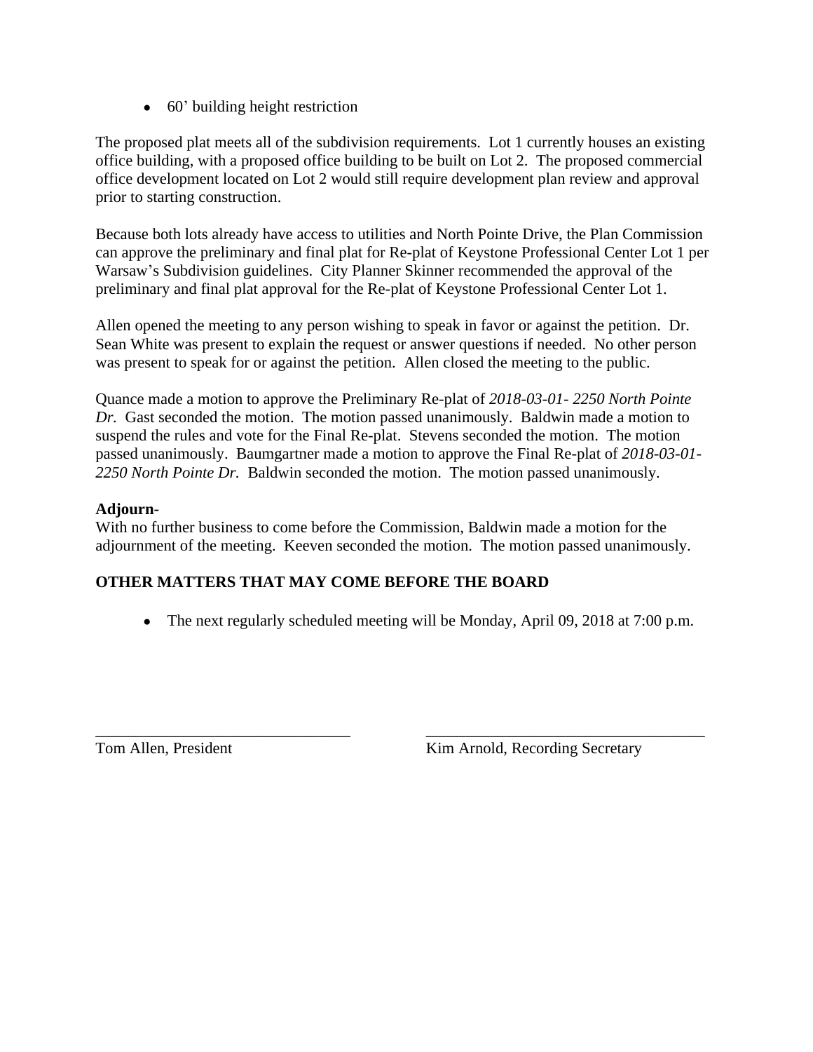- 60' building height restriction

The proposed plat meets all of the subdivision requirements. Lot 1 currently houses an existing office building, with a proposed office building to be built on Lot 2. The proposed commercial office development located on Lot 2 would still require development plan review and approval prior to starting construction.

Because both lots already have access to utilities and North Pointe Drive, the Plan Commission can approve the preliminary and final plat for Re-plat of Keystone Professional Center Lot 1 per Warsaw's Subdivision guidelines. City Planner Skinner recommended the approval of the preliminary and final plat approval for the Re-plat of Keystone Professional Center Lot 1.

Allen opened the meeting to any person wishing to speak in favor or against the petition. Dr. Sean White was present to explain the request or answer questions if needed. No other person was present to speak for or against the petition. Allen closed the meeting to the public.

Quance made a motion to approve the Preliminary Re-plat of *2018-03-01- 2250 North Pointe Dr.* Gast seconded the motion. The motion passed unanimously. Baldwin made a motion to suspend the rules and vote for the Final Re-plat. Stevens seconded the motion. The motion passed unanimously. Baumgartner made a motion to approve the Final Re-plat of *2018-03-01- 2250 North Pointe Dr.* Baldwin seconded the motion. The motion passed unanimously.

**Adjourn-**
With no further business to come before the Commission, Baldwin made a motion for the adjournment of the meeting. Keeven seconded the motion. The motion passed unanimously.

**OTHER MATTERS THAT MAY COME BEFORE THE BOARD**

- The next regularly scheduled meeting will be Monday, April 09, 2018 at 7:00 p.m.

\_\_\_\_\_\_\_\_\_\_\_\_\_\_\_\_\_\_\_\_\_\_\_\_\_\_\_\_\_\_\_\_
Tom Allen, President

\_\_\_\_\_\_\_\_\_\_\_\_\_\_\_\_\_\_\_\_\_\_\_\_\_\_\_\_\_\_\_\_
Kim Arnold, Recording Secretary